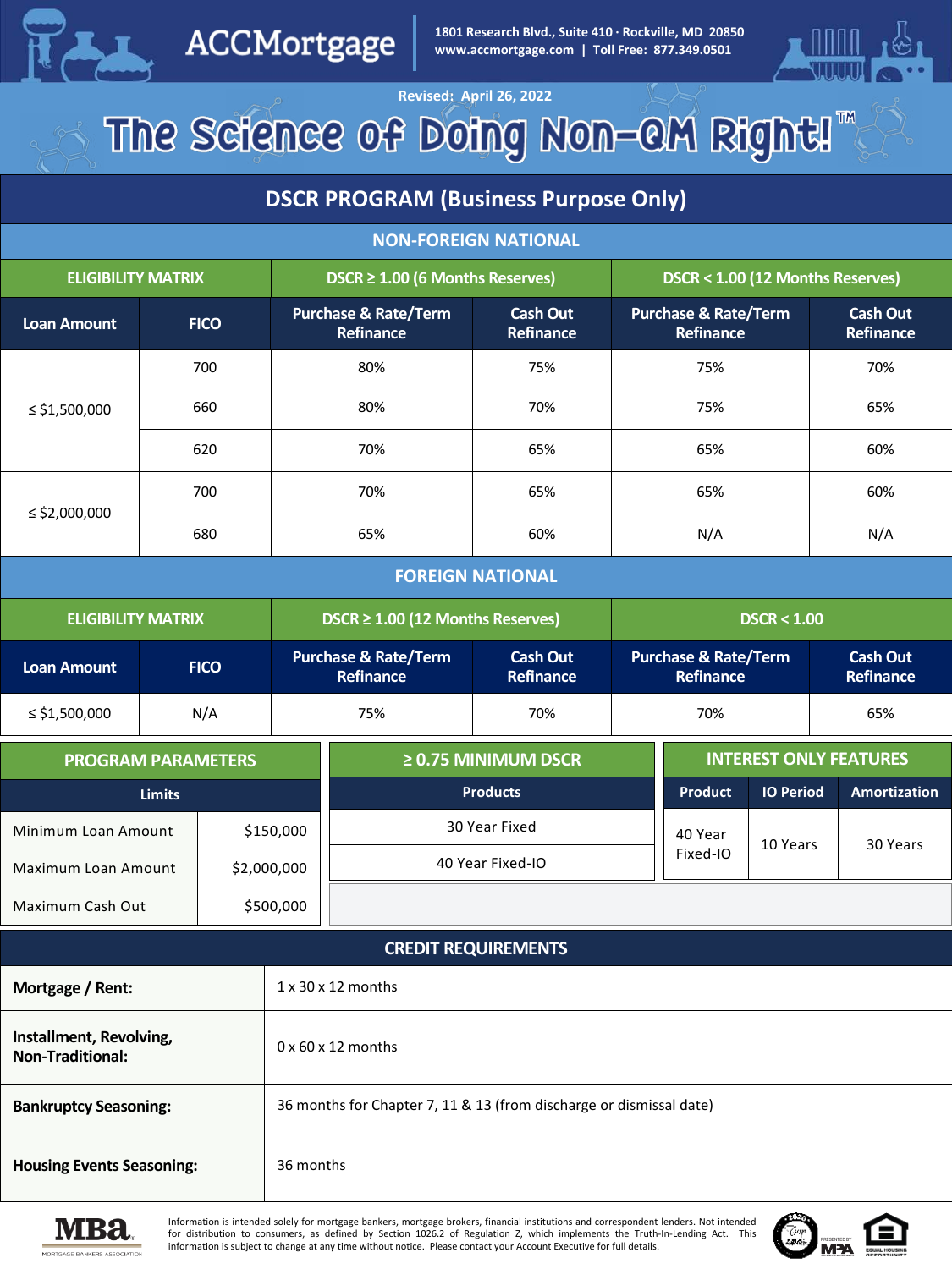# ACCMortgage

1801 Research Blvd., Suite 410 · Rockville, MD 20850
www.accmortgage.com | Toll Free: 877.349.0501

Revised: April 26, 2022

## The Science of Doing Non-QM Right!™

## DSCR PROGRAM (Business Purpose Only)

### NON-FOREIGN NATIONAL

| ELIGIBILITY MATRIX | | DSCR ≥ 1.00 (6 Months Reserves) | | DSCR < 1.00 (12 Months Reserves) | |
|---|---|---|---|---|---|
| Loan Amount | FICO | Purchase & Rate/Term Refinance | Cash Out Refinance | Purchase & Rate/Term Refinance | Cash Out Refinance |
| ≤ $1,500,000 | 700 | 80% | 75% | 75% | 70% |
| | 660 | 80% | 70% | 75% | 65% |
| | 620 | 70% | 65% | 65% | 60% |
| ≤ $2,000,000 | 700 | 70% | 65% | 65% | 60% |
| | 680 | 65% | 60% | N/A | N/A |

### FOREIGN NATIONAL

| ELIGIBILITY MATRIX | | DSCR ≥ 1.00 (12 Months Reserves) | | DSCR < 1.00 | |
|---|---|---|---|---|---|
| Loan Amount | FICO | Purchase & Rate/Term Refinance | Cash Out Refinance | Purchase & Rate/Term Refinance | Cash Out Refinance |
| ≤ $1,500,000 | N/A | 75% | 70% | 70% | 65% |

### PROGRAM PARAMETERS

| Limits | |
|---|---|
| Minimum Loan Amount | $150,000 |
| Maximum Loan Amount | $2,000,000 |
| Maximum Cash Out | $500,000 |

### ≥ 0.75 MINIMUM DSCR

| Products |
|---|
| 30 Year Fixed |
| 40 Year Fixed-IO |

### INTEREST ONLY FEATURES

| Product | IO Period | Amortization |
|---|---|---|
| 40 Year Fixed-IO | 10 Years | 30 Years |

### CREDIT REQUIREMENTS

| | |
|---|---|
| **Mortgage / Rent:** | 1 x 30 x 12 months |
| **Installment, Revolving, Non-Traditional:** | 0 x 60 x 12 months |
| **Bankruptcy Seasoning:** | 36 months for Chapter 7, 11 & 13 (from discharge or dismissal date) |
| **Housing Events Seasoning:** | 36 months |

Information is intended solely for mortgage bankers, mortgage brokers, financial institutions and correspondent lenders. Not intended for distribution to consumers, as defined by Section 1026.2 of Regulation Z, which implements the Truth-In-Lending Act. This information is subject to change at any time without notice. Please contact your Account Executive for full details.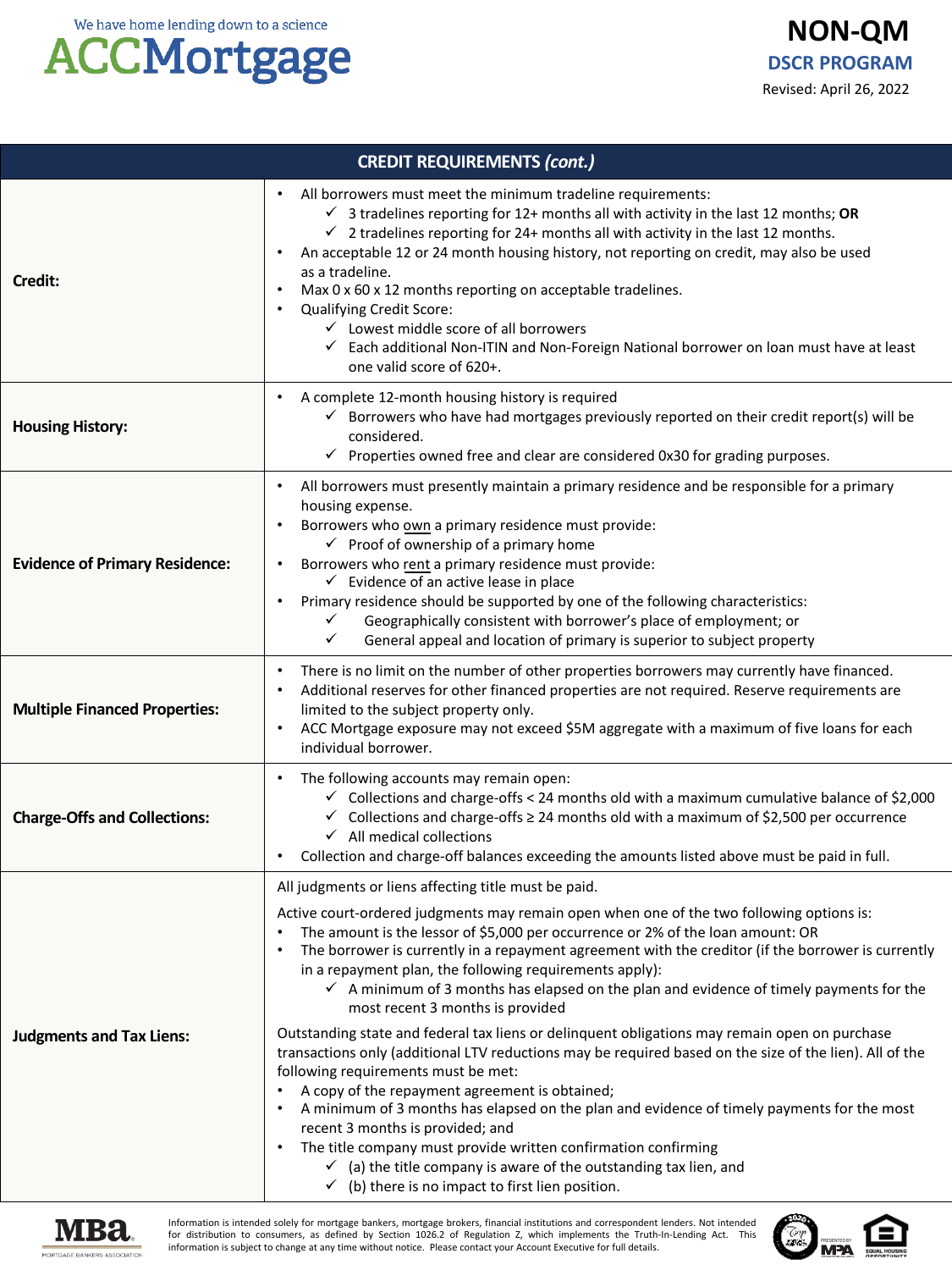| CREDIT REQUIREMENTS *(cont.)* | |
|---|---|
| **Credit:** | • All borrowers must meet the minimum tradeline requirements:<br>✓ 3 tradelines reporting for 12+ months all with activity in the last 12 months; **OR**<br>✓ 2 tradelines reporting for 24+ months all with activity in the last 12 months.<br>• An acceptable 12 or 24 month housing history, not reporting on credit, may also be used as a tradeline.<br>• Max 0 x 60 x 12 months reporting on acceptable tradelines.<br>• Qualifying Credit Score:<br>✓ Lowest middle score of all borrowers<br>✓ Each additional Non-ITIN and Non-Foreign National borrower on loan must have at least one valid score of 620+. |
| **Housing History:** | • A complete 12-month housing history is required<br>✓ Borrowers who have had mortgages previously reported on their credit report(s) will be considered.<br>✓ Properties owned free and clear are considered 0x30 for grading purposes. |
| **Evidence of Primary Residence:** | • All borrowers must presently maintain a primary residence and be responsible for a primary housing expense.<br>• Borrowers who own a primary residence must provide:<br>✓ Proof of ownership of a primary home<br>• Borrowers who rent a primary residence must provide:<br>✓ Evidence of an active lease in place<br>• Primary residence should be supported by one of the following characteristics:<br>✓ Geographically consistent with borrower's place of employment; or<br>✓ General appeal and location of primary is superior to subject property |
| **Multiple Financed Properties:** | • There is no limit on the number of other properties borrowers may currently have financed.<br>• Additional reserves for other financed properties are not required. Reserve requirements are limited to the subject property only.<br>• ACC Mortgage exposure may not exceed $5M aggregate with a maximum of five loans for each individual borrower. |
| **Charge-Offs and Collections:** | • The following accounts may remain open:<br>✓ Collections and charge-offs < 24 months old with a maximum cumulative balance of $2,000<br>✓ Collections and charge-offs ≥ 24 months old with a maximum of $2,500 per occurrence<br>✓ All medical collections<br>• Collection and charge-off balances exceeding the amounts listed above must be paid in full. |
| **Judgments and Tax Liens:** | All judgments or liens affecting title must be paid.<br><br>Active court-ordered judgments may remain open when one of the two following options is:<br>• The amount is the lessor of $5,000 per occurrence or 2% of the loan amount: OR<br>• The borrower is currently in a repayment agreement with the creditor (if the borrower is currently in a repayment plan, the following requirements apply):<br>✓ A minimum of 3 months has elapsed on the plan and evidence of timely payments for the most recent 3 months is provided<br><br>Outstanding state and federal tax liens or delinquent obligations may remain open on purchase transactions only (additional LTV reductions may be required based on the size of the lien). All of the following requirements must be met:<br>• A copy of the repayment agreement is obtained;<br>• A minimum of 3 months has elapsed on the plan and evidence of timely payments for the most recent 3 months is provided; and<br>• The title company must provide written confirmation confirming<br>✓ (a) the title company is aware of the outstanding tax lien, and<br>✓ (b) there is no impact to first lien position. |

Information is intended solely for mortgage bankers, mortgage brokers, financial institutions and correspondent lenders. Not intended for distribution to consumers, as defined by Section 1026.2 of Regulation Z, which implements the Truth-In-Lending Act. This information is subject to change at any time without notice. Please contact your Account Executive for full details.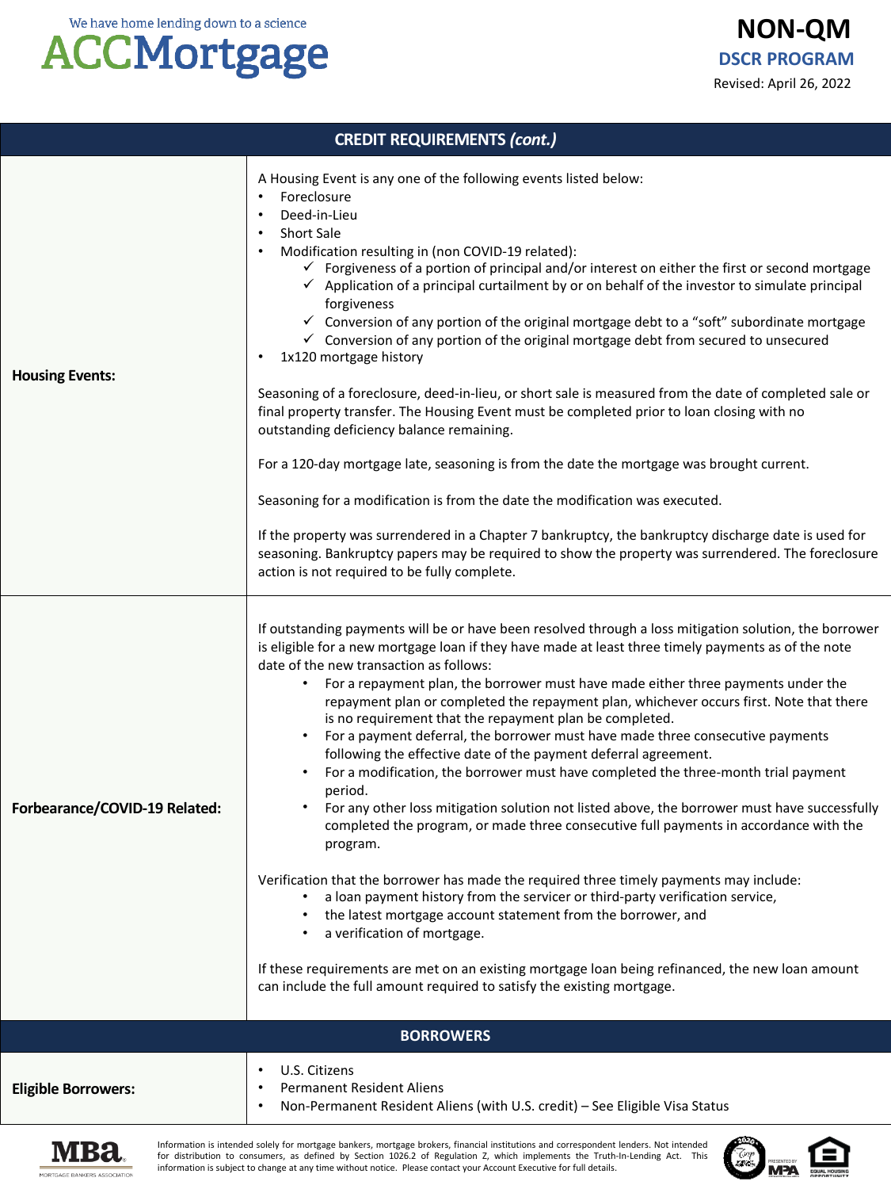## CREDIT REQUIREMENTS *(cont.)*

**Housing Events:**

A Housing Event is any one of the following events listed below:

- Foreclosure
- Deed-in-Lieu
- Short Sale
- Modification resulting in (non COVID-19 related):
  - ✓ Forgiveness of a portion of principal and/or interest on either the first or second mortgage
  - ✓ Application of a principal curtailment by or on behalf of the investor to simulate principal forgiveness
  - ✓ Conversion of any portion of the original mortgage debt to a "soft" subordinate mortgage
  - ✓ Conversion of any portion of the original mortgage debt from secured to unsecured
- 1x120 mortgage history

Seasoning of a foreclosure, deed-in-lieu, or short sale is measured from the date of completed sale or final property transfer. The Housing Event must be completed prior to loan closing with no outstanding deficiency balance remaining.

For a 120-day mortgage late, seasoning is from the date the mortgage was brought current.

Seasoning for a modification is from the date the modification was executed.

If the property was surrendered in a Chapter 7 bankruptcy, the bankruptcy discharge date is used for seasoning. Bankruptcy papers may be required to show the property was surrendered. The foreclosure action is not required to be fully complete.

**Forbearance/COVID-19 Related:**

If outstanding payments will be or have been resolved through a loss mitigation solution, the borrower is eligible for a new mortgage loan if they have made at least three timely payments as of the note date of the new transaction as follows:

- For a repayment plan, the borrower must have made either three payments under the repayment plan or completed the repayment plan, whichever occurs first. Note that there is no requirement that the repayment plan be completed.
- For a payment deferral, the borrower must have made three consecutive payments following the effective date of the payment deferral agreement.
- For a modification, the borrower must have completed the three-month trial payment period.
- For any other loss mitigation solution not listed above, the borrower must have successfully completed the program, or made three consecutive full payments in accordance with the program.

Verification that the borrower has made the required three timely payments may include:

- a loan payment history from the servicer or third-party verification service,
- the latest mortgage account statement from the borrower, and
- a verification of mortgage.

If these requirements are met on an existing mortgage loan being refinanced, the new loan amount can include the full amount required to satisfy the existing mortgage.

## BORROWERS

**Eligible Borrowers:**

- U.S. Citizens
- Permanent Resident Aliens
- Non-Permanent Resident Aliens (with U.S. credit) – See Eligible Visa Status

Information is intended solely for mortgage bankers, mortgage brokers, financial institutions and correspondent lenders. Not intended for distribution to consumers, as defined by Section 1026.2 of Regulation Z, which implements the Truth-In-Lending Act. This information is subject to change at any time without notice. Please contact your Account Executive for full details.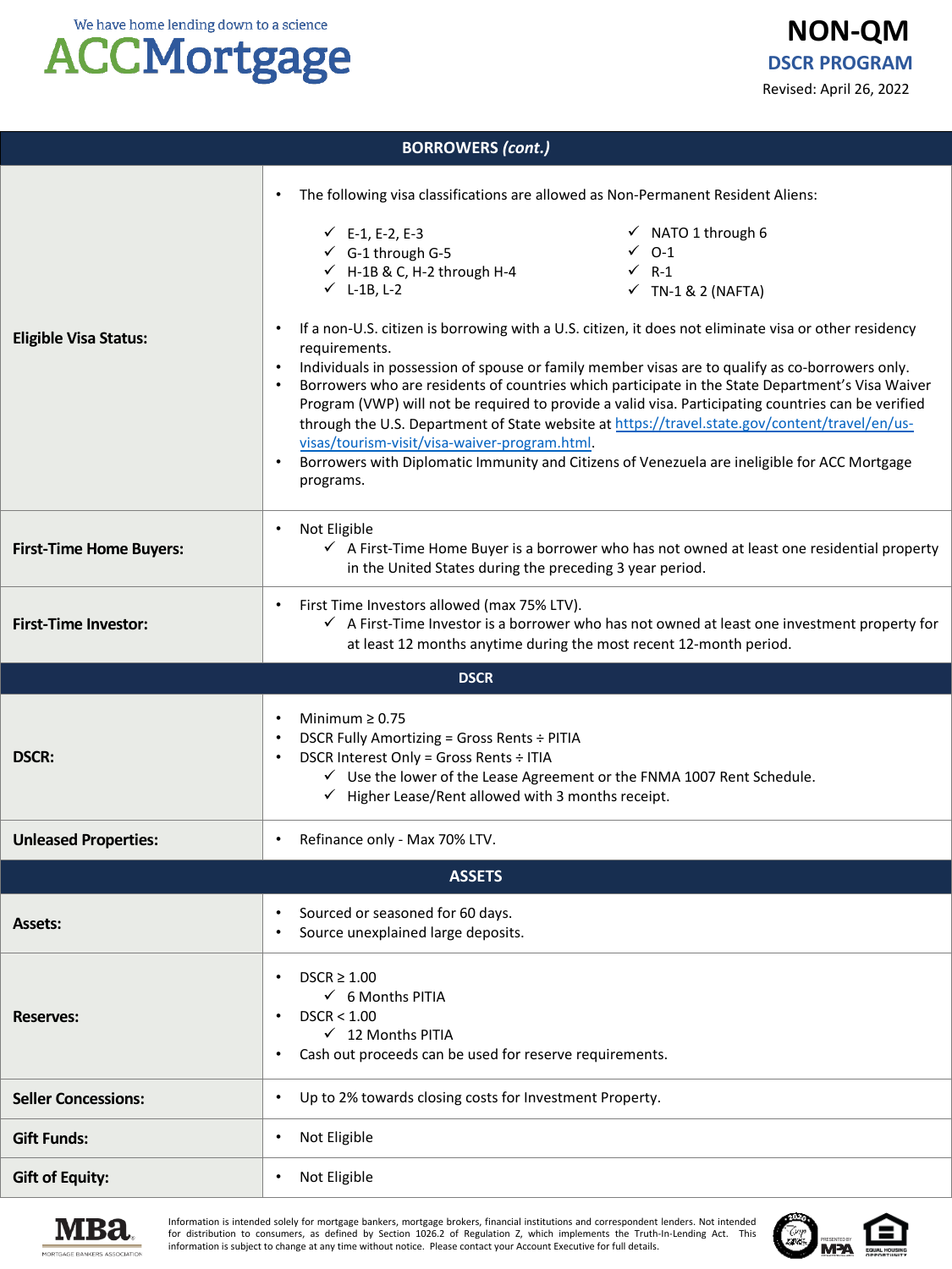# NON-QM

## DSCR PROGRAM

Revised: April 26, 2022

| BORROWERS *(cont.)* | |
|---|---|
| **Eligible Visa Status:** | • The following visa classifications are allowed as Non-Permanent Resident Aliens:<br>✓ E-1, E-2, E-3<br>✓ G-1 through G-5<br>✓ H-1B & C, H-2 through H-4<br>✓ L-1B, L-2<br>✓ NATO 1 through 6<br>✓ O-1<br>✓ R-1<br>✓ TN-1 & 2 (NAFTA)<br>• If a non-U.S. citizen is borrowing with a U.S. citizen, it does not eliminate visa or other residency requirements.<br>• Individuals in possession of spouse or family member visas are to qualify as co-borrowers only.<br>• Borrowers who are residents of countries which participate in the State Department's Visa Waiver Program (VWP) will not be required to provide a valid visa. Participating countries can be verified through the U.S. Department of State website at https://travel.state.gov/content/travel/en/us-visas/tourism-visit/visa-waiver-program.html.<br>• Borrowers with Diplomatic Immunity and Citizens of Venezuela are ineligible for ACC Mortgage programs. |
| **First-Time Home Buyers:** | • Not Eligible<br>✓ A First-Time Home Buyer is a borrower who has not owned at least one residential property in the United States during the preceding 3 year period. |
| **First-Time Investor:** | • First Time Investors allowed (max 75% LTV).<br>✓ A First-Time Investor is a borrower who has not owned at least one investment property for at least 12 months anytime during the most recent 12-month period. |
| **DSCR** | |
| **DSCR:** | • Minimum ≥ 0.75<br>• DSCR Fully Amortizing = Gross Rents ÷ PITIA<br>• DSCR Interest Only = Gross Rents ÷ ITIA<br>✓ Use the lower of the Lease Agreement or the FNMA 1007 Rent Schedule.<br>✓ Higher Lease/Rent allowed with 3 months receipt. |
| **Unleased Properties:** | • Refinance only - Max 70% LTV. |
| **ASSETS** | |
| **Assets:** | • Sourced or seasoned for 60 days.<br>• Source unexplained large deposits. |
| **Reserves:** | • DSCR ≥ 1.00<br>✓ 6 Months PITIA<br>• DSCR < 1.00<br>✓ 12 Months PITIA<br>• Cash out proceeds can be used for reserve requirements. |
| **Seller Concessions:** | • Up to 2% towards closing costs for Investment Property. |
| **Gift Funds:** | • Not Eligible |
| **Gift of Equity:** | • Not Eligible |

Information is intended solely for mortgage bankers, mortgage brokers, financial institutions and correspondent lenders. Not intended for distribution to consumers, as defined by Section 1026.2 of Regulation Z, which implements the Truth-In-Lending Act. This information is subject to change at any time without notice. Please contact your Account Executive for full details.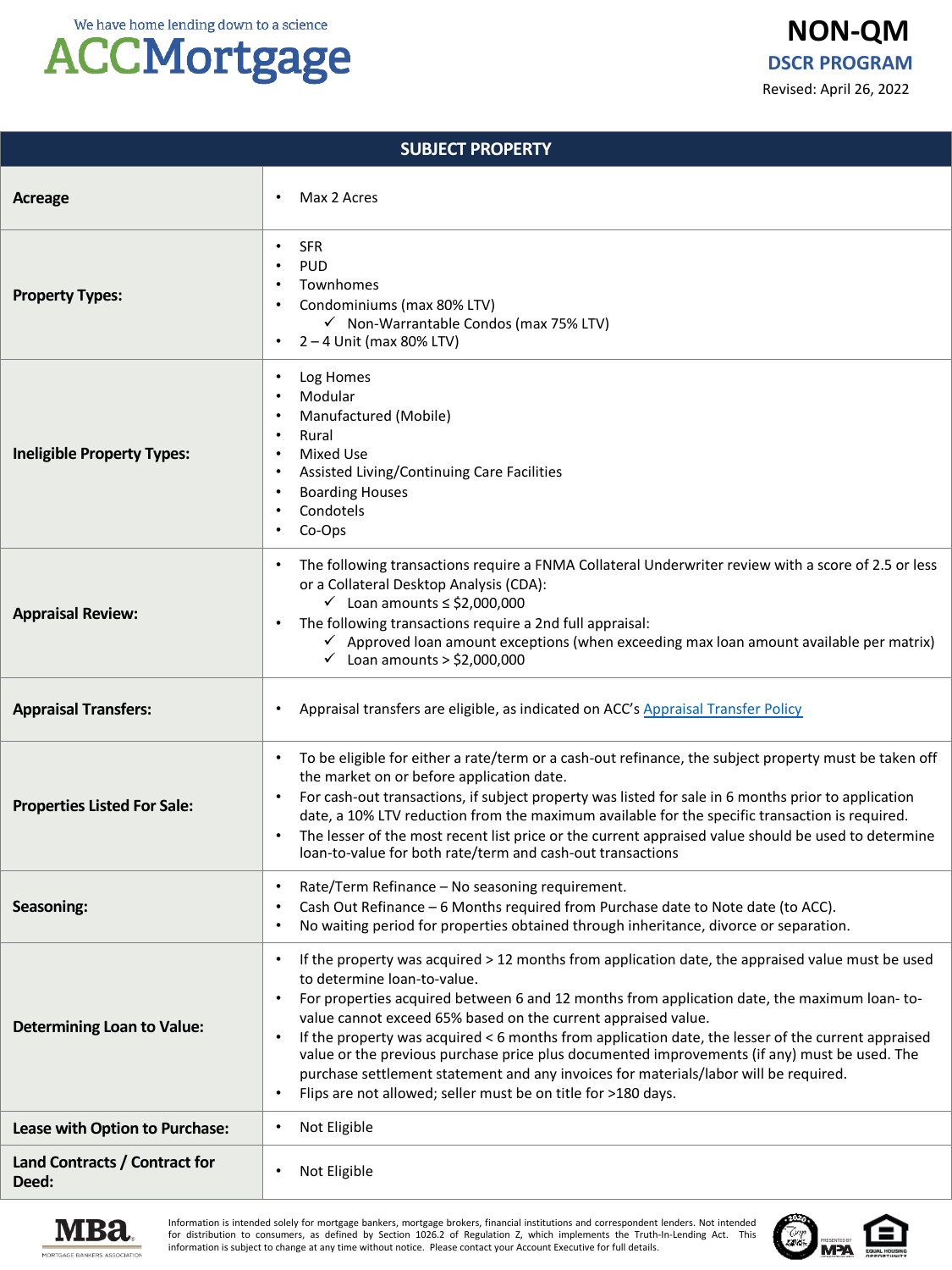NON-QM
DSCR PROGRAM
Revised: April 26, 2022

| SUBJECT PROPERTY | |
|---|---|
| **Acreage** | • Max 2 Acres |
| **Property Types:** | • SFR<br>• PUD<br>• Townhomes<br>• Condominiums (max 80% LTV)<br>  ✓ Non-Warrantable Condos (max 75% LTV)<br>• 2 – 4 Unit (max 80% LTV) |
| **Ineligible Property Types:** | • Log Homes<br>• Modular<br>• Manufactured (Mobile)<br>• Rural<br>• Mixed Use<br>• Assisted Living/Continuing Care Facilities<br>• Boarding Houses<br>• Condotels<br>• Co-Ops |
| **Appraisal Review:** | • The following transactions require a FNMA Collateral Underwriter review with a score of 2.5 or less or a Collateral Desktop Analysis (CDA):<br>  ✓ Loan amounts ≤ $2,000,000<br>• The following transactions require a 2nd full appraisal:<br>  ✓ Approved loan amount exceptions (when exceeding max loan amount available per matrix)<br>  ✓ Loan amounts > $2,000,000 |
| **Appraisal Transfers:** | • Appraisal transfers are eligible, as indicated on ACC's Appraisal Transfer Policy |
| **Properties Listed For Sale:** | • To be eligible for either a rate/term or a cash-out refinance, the subject property must be taken off the market on or before application date.<br>• For cash-out transactions, if subject property was listed for sale in 6 months prior to application date, a 10% LTV reduction from the maximum available for the specific transaction is required.<br>• The lesser of the most recent list price or the current appraised value should be used to determine loan-to-value for both rate/term and cash-out transactions |
| **Seasoning:** | • Rate/Term Refinance – No seasoning requirement.<br>• Cash Out Refinance – 6 Months required from Purchase date to Note date (to ACC).<br>• No waiting period for properties obtained through inheritance, divorce or separation. |
| **Determining Loan to Value:** | • If the property was acquired > 12 months from application date, the appraised value must be used to determine loan-to-value.<br>• For properties acquired between 6 and 12 months from application date, the maximum loan- to-value cannot exceed 65% based on the current appraised value.<br>• If the property was acquired < 6 months from application date, the lesser of the current appraised value or the previous purchase price plus documented improvements (if any) must be used. The purchase settlement statement and any invoices for materials/labor will be required.<br>• Flips are not allowed; seller must be on title for >180 days. |
| **Lease with Option to Purchase:** | • Not Eligible |
| **Land Contracts / Contract for Deed:** | • Not Eligible |

Information is intended solely for mortgage bankers, mortgage brokers, financial institutions and correspondent lenders. Not intended for distribution to consumers, as defined by Section 1026.2 of Regulation Z, which implements the Truth-In-Lending Act. This information is subject to change at any time without notice. Please contact your Account Executive for full details.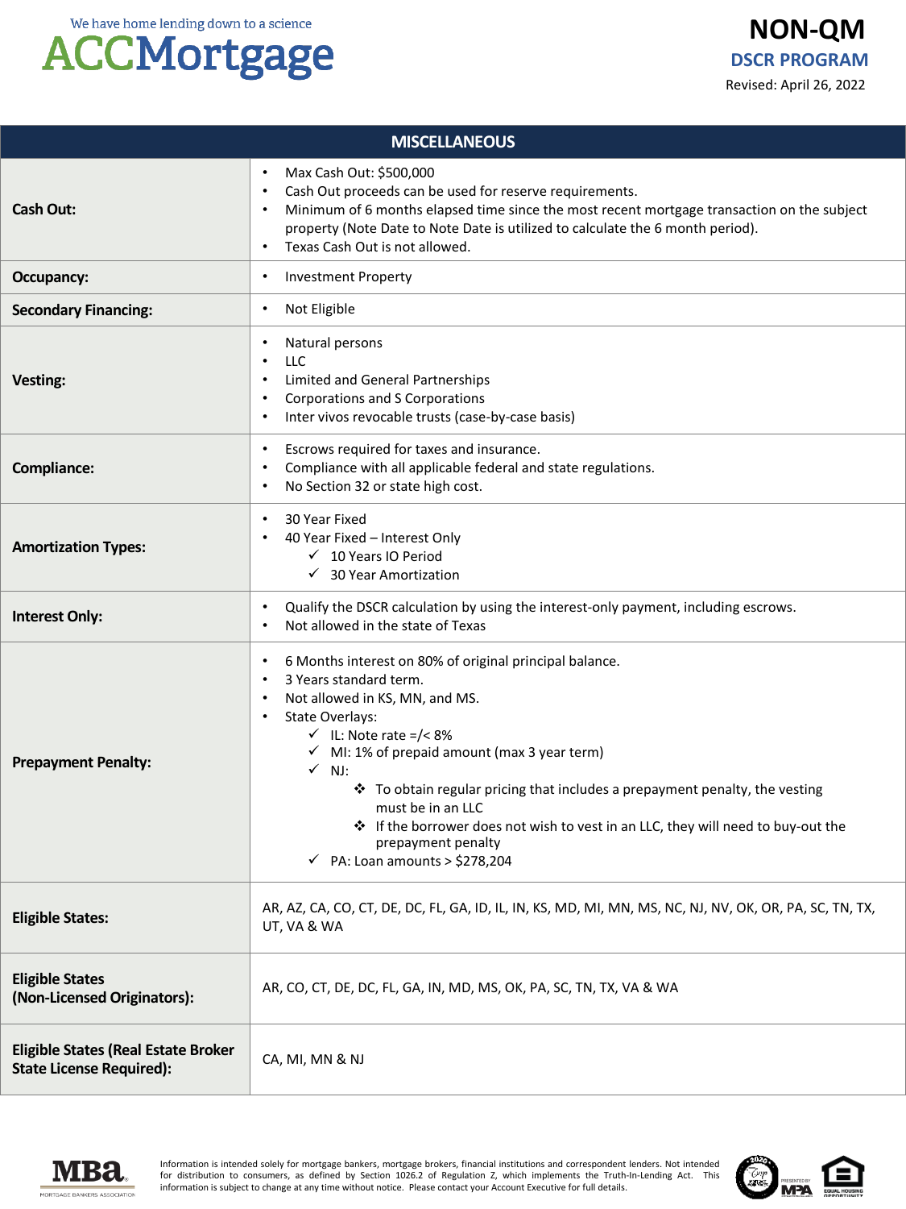| MISCELLANEOUS | |
|---|---|
| **Cash Out:** | • Max Cash Out: $500,000<br>• Cash Out proceeds can be used for reserve requirements.<br>• Minimum of 6 months elapsed time since the most recent mortgage transaction on the subject property (Note Date to Note Date is utilized to calculate the 6 month period).<br>• Texas Cash Out is not allowed. |
| **Occupancy:** | • Investment Property |
| **Secondary Financing:** | • Not Eligible |
| **Vesting:** | • Natural persons<br>• LLC<br>• Limited and General Partnerships<br>• Corporations and S Corporations<br>• Inter vivos revocable trusts (case-by-case basis) |
| **Compliance:** | • Escrows required for taxes and insurance.<br>• Compliance with all applicable federal and state regulations.<br>• No Section 32 or state high cost. |
| **Amortization Types:** | • 30 Year Fixed<br>• 40 Year Fixed – Interest Only<br>  ✓ 10 Years IO Period<br>  ✓ 30 Year Amortization |
| **Interest Only:** | • Qualify the DSCR calculation by using the interest-only payment, including escrows.<br>• Not allowed in the state of Texas |
| **Prepayment Penalty:** | • 6 Months interest on 80% of original principal balance.<br>• 3 Years standard term.<br>• Not allowed in KS, MN, and MS.<br>• State Overlays:<br>  ✓ IL: Note rate =/< 8%<br>  ✓ MI: 1% of prepaid amount (max 3 year term)<br>  ✓ NJ:<br>    ❖ To obtain regular pricing that includes a prepayment penalty, the vesting must be in an LLC<br>    ❖ If the borrower does not wish to vest in an LLC, they will need to buy-out the prepayment penalty<br>  ✓ PA: Loan amounts > $278,204 |
| **Eligible States:** | AR, AZ, CA, CO, CT, DE, DC, FL, GA, ID, IL, IN, KS, MD, MI, MN, MS, NC, NJ, NV, OK, OR, PA, SC, TN, TX, UT, VA & WA |
| **Eligible States (Non-Licensed Originators):** | AR, CO, CT, DE, DC, FL, GA, IN, MD, MS, OK, PA, SC, TN, TX, VA & WA |
| **Eligible States (Real Estate Broker State License Required):** | CA, MI, MN & NJ |

Information is intended solely for mortgage bankers, mortgage brokers, financial institutions and correspondent lenders. Not intended for distribution to consumers, as defined by Section 1026.2 of Regulation Z, which implements the Truth-In-Lending Act. This information is subject to change at any time without notice. Please contact your Account Executive for full details.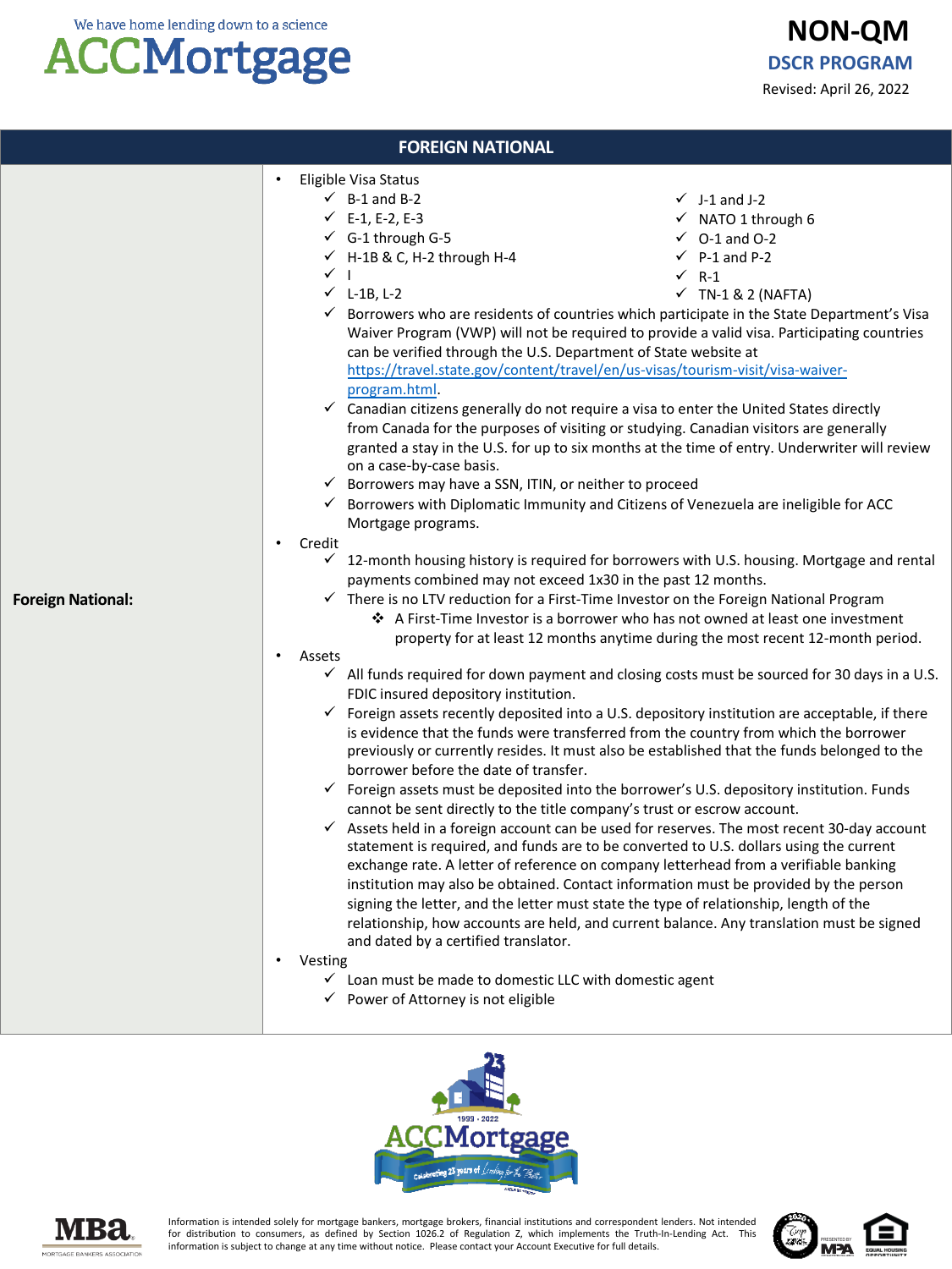# FOREIGN NATIONAL

**Foreign National:**

- Eligible Visa Status
  - ✓ B-1 and B-2
  - ✓ E-1, E-2, E-3
  - ✓ G-1 through G-5
  - ✓ H-1B & C, H-2 through H-4
  - ✓ I
  - ✓ L-1B, L-2
  - ✓ J-1 and J-2
  - ✓ NATO 1 through 6
  - ✓ O-1 and O-2
  - ✓ P-1 and P-2
  - ✓ R-1
  - ✓ TN-1 & 2 (NAFTA)
  - ✓ Borrowers who are residents of countries which participate in the State Department's Visa Waiver Program (VWP) will not be required to provide a valid visa. Participating countries can be verified through the U.S. Department of State website at https://travel.state.gov/content/travel/en/us-visas/tourism-visit/visa-waiver-program.html.
  - ✓ Canadian citizens generally do not require a visa to enter the United States directly from Canada for the purposes of visiting or studying. Canadian visitors are generally granted a stay in the U.S. for up to six months at the time of entry. Underwriter will review on a case-by-case basis.
  - ✓ Borrowers may have a SSN, ITIN, or neither to proceed
  - ✓ Borrowers with Diplomatic Immunity and Citizens of Venezuela are ineligible for ACC Mortgage programs.
- Credit
  - ✓ 12-month housing history is required for borrowers with U.S. housing. Mortgage and rental payments combined may not exceed 1x30 in the past 12 months.
  - ✓ There is no LTV reduction for a First-Time Investor on the Foreign National Program
    - ❖ A First-Time Investor is a borrower who has not owned at least one investment property for at least 12 months anytime during the most recent 12-month period.
- Assets
  - ✓ All funds required for down payment and closing costs must be sourced for 30 days in a U.S. FDIC insured depository institution.
  - ✓ Foreign assets recently deposited into a U.S. depository institution are acceptable, if there is evidence that the funds were transferred from the country from which the borrower previously or currently resides. It must also be established that the funds belonged to the borrower before the date of transfer.
  - ✓ Foreign assets must be deposited into the borrower's U.S. depository institution. Funds cannot be sent directly to the title company's trust or escrow account.
  - ✓ Assets held in a foreign account can be used for reserves. The most recent 30-day account statement is required, and funds are to be converted to U.S. dollars using the current exchange rate. A letter of reference on company letterhead from a verifiable banking institution may also be obtained. Contact information must be provided by the person signing the letter, and the letter must state the type of relationship, length of the relationship, how accounts are held, and current balance. Any translation must be signed and dated by a certified translator.
- Vesting
  - ✓ Loan must be made to domestic LLC with domestic agent
  - ✓ Power of Attorney is not eligible

Information is intended solely for mortgage bankers, mortgage brokers, financial institutions and correspondent lenders. Not intended for distribution to consumers, as defined by Section 1026.2 of Regulation Z, which implements the Truth-In-Lending Act. This information is subject to change at any time without notice. Please contact your Account Executive for full details.